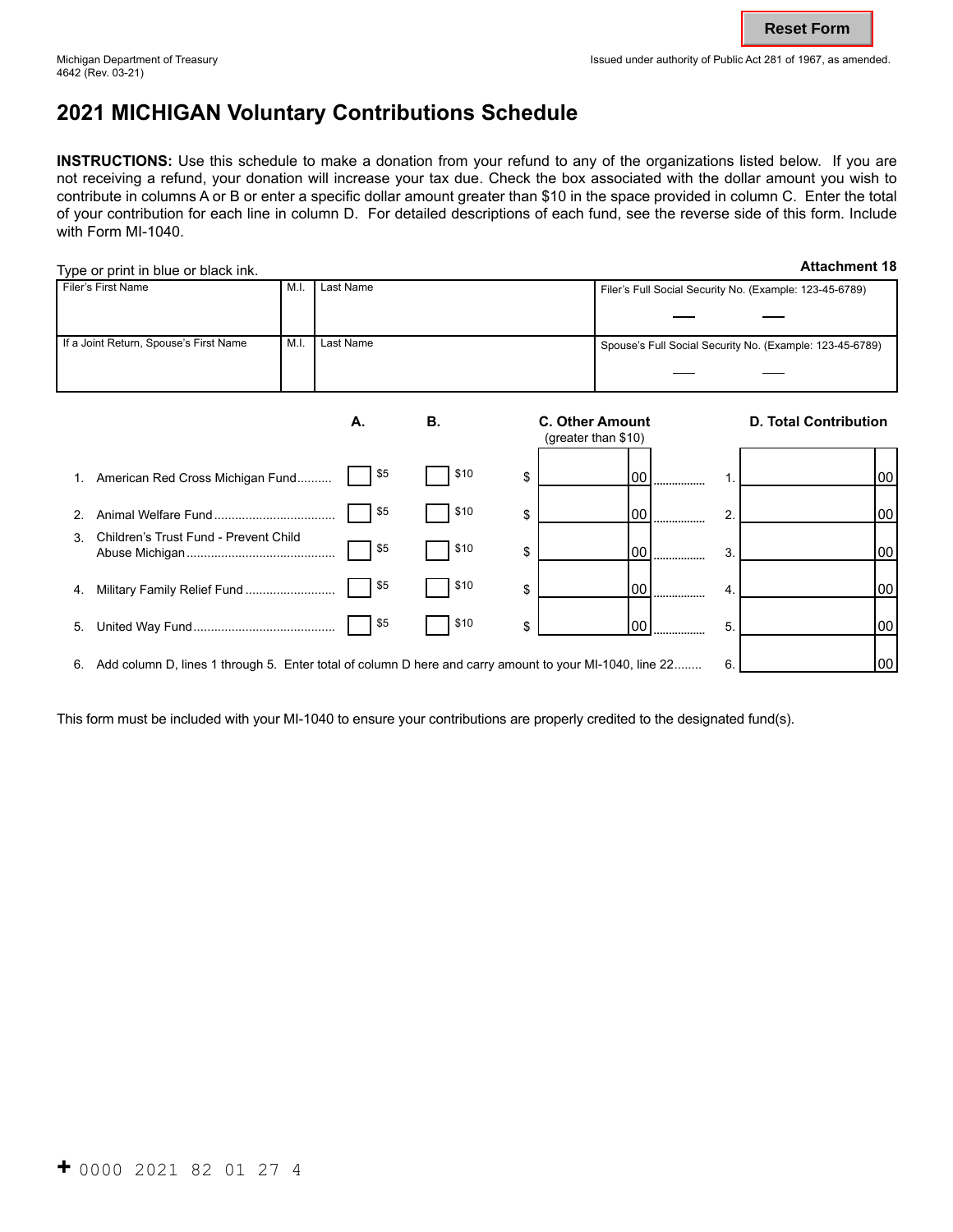Michigan Department of Treasury
4642 (Rev. 03-21)

Issued under authority of Public Act 281 of 1967, as amended.

# 2021 MICHIGAN Voluntary Contributions Schedule

**INSTRUCTIONS:** Use this schedule to make a donation from your refund to any of the organizations listed below. If you are not receiving a refund, your donation will increase your tax due. Check the box associated with the dollar amount you wish to contribute in columns A or B or enter a specific dollar amount greater than $10 in the space provided in column C. Enter the total of your contribution for each line in column D. For detailed descriptions of each fund, see the reverse side of this form. Include with Form MI-1040.

Type or print in blue or black ink.

**Attachment 18**

| Filer's First Name | M.I. | Last Name | Filer's Full Social Security No. (Example: 123-45-6789) |
|---|---|---|---|
| | | | |
| **If a Joint Return, Spouse's First Name** | **M.I.** | **Last Name** | **Spouse's Full Social Security No. (Example: 123-45-6789)** |
| | | | |

| | A. | B. | C. Other Amount (greater than $10) | | D. Total Contribution |
|---|---|---|---|---|---|
| 1. American Red Cross Michigan Fund | ☐ $5 | ☐ $10 | $ .00 | 1. | .00 |
| 2. Animal Welfare Fund | ☐ $5 | ☐ $10 | $ .00 | 2. | .00 |
| 3. Children's Trust Fund - Prevent Child Abuse Michigan | ☐ $5 | ☐ $10 | $ .00 | 3. | .00 |
| 4. Military Family Relief Fund | ☐ $5 | ☐ $10 | $ .00 | 4. | .00 |
| 5. United Way Fund | ☐ $5 | ☐ $10 | $ .00 | 5. | .00 |
| 6. Add column D, lines 1 through 5. Enter total of column D here and carry amount to your MI-1040, line 22 | | | | 6. | .00 |

This form must be included with your MI-1040 to ensure your contributions are properly credited to the designated fund(s).

\+ 0000 2021 82 01 27 4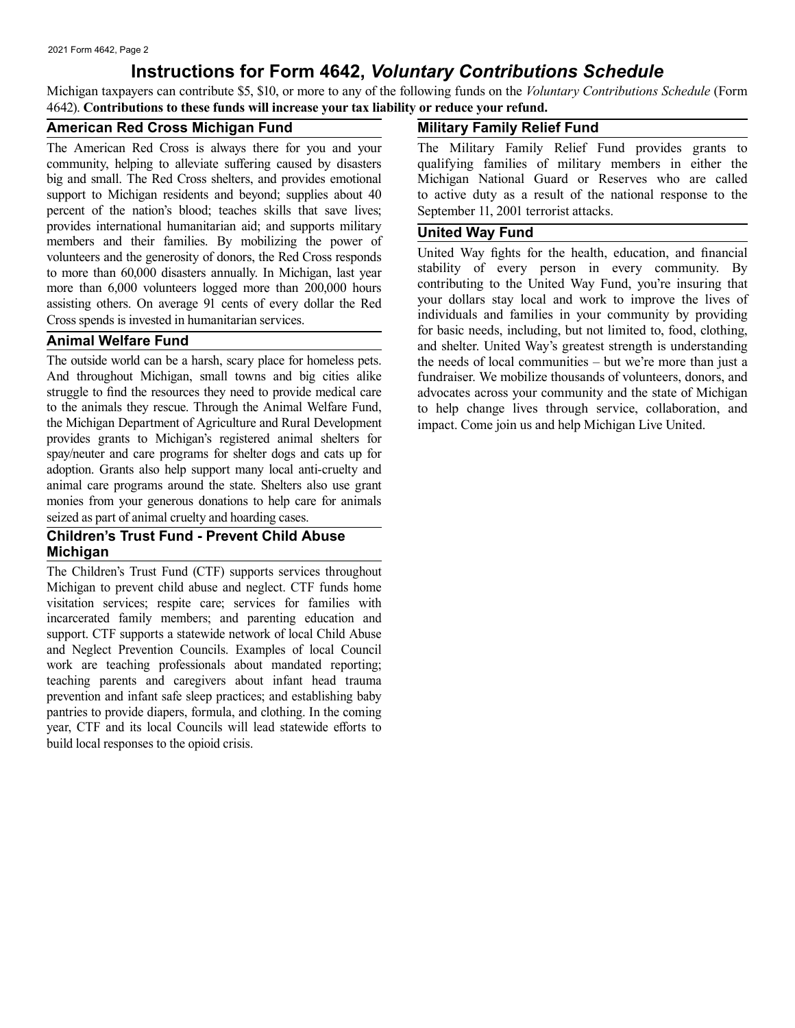# Instructions for Form 4642, *Voluntary Contributions Schedule*

Michigan taxpayers can contribute $5, $10, or more to any of the following funds on the *Voluntary Contributions Schedule* (Form 4642). **Contributions to these funds will increase your tax liability or reduce your refund.**

## American Red Cross Michigan Fund

The American Red Cross is always there for you and your community, helping to alleviate suffering caused by disasters big and small. The Red Cross shelters, and provides emotional support to Michigan residents and beyond; supplies about 40 percent of the nation's blood; teaches skills that save lives; provides international humanitarian aid; and supports military members and their families. By mobilizing the power of volunteers and the generosity of donors, the Red Cross responds to more than 60,000 disasters annually. In Michigan, last year more than 6,000 volunteers logged more than 200,000 hours assisting others. On average 91 cents of every dollar the Red Cross spends is invested in humanitarian services.

## Animal Welfare Fund

The outside world can be a harsh, scary place for homeless pets. And throughout Michigan, small towns and big cities alike struggle to find the resources they need to provide medical care to the animals they rescue. Through the Animal Welfare Fund, the Michigan Department of Agriculture and Rural Development provides grants to Michigan's registered animal shelters for spay/neuter and care programs for shelter dogs and cats up for adoption. Grants also help support many local anti-cruelty and animal care programs around the state. Shelters also use grant monies from your generous donations to help care for animals seized as part of animal cruelty and hoarding cases.

## Children's Trust Fund - Prevent Child Abuse Michigan

The Children's Trust Fund (CTF) supports services throughout Michigan to prevent child abuse and neglect. CTF funds home visitation services; respite care; services for families with incarcerated family members; and parenting education and support. CTF supports a statewide network of local Child Abuse and Neglect Prevention Councils. Examples of local Council work are teaching professionals about mandated reporting; teaching parents and caregivers about infant head trauma prevention and infant safe sleep practices; and establishing baby pantries to provide diapers, formula, and clothing. In the coming year, CTF and its local Councils will lead statewide efforts to build local responses to the opioid crisis.

## Military Family Relief Fund

The Military Family Relief Fund provides grants to qualifying families of military members in either the Michigan National Guard or Reserves who are called to active duty as a result of the national response to the September 11, 2001 terrorist attacks.

## United Way Fund

United Way fights for the health, education, and financial stability of every person in every community. By contributing to the United Way Fund, you're insuring that your dollars stay local and work to improve the lives of individuals and families in your community by providing for basic needs, including, but not limited to, food, clothing, and shelter. United Way's greatest strength is understanding the needs of local communities – but we're more than just a fundraiser. We mobilize thousands of volunteers, donors, and advocates across your community and the state of Michigan to help change lives through service, collaboration, and impact. Come join us and help Michigan Live United.